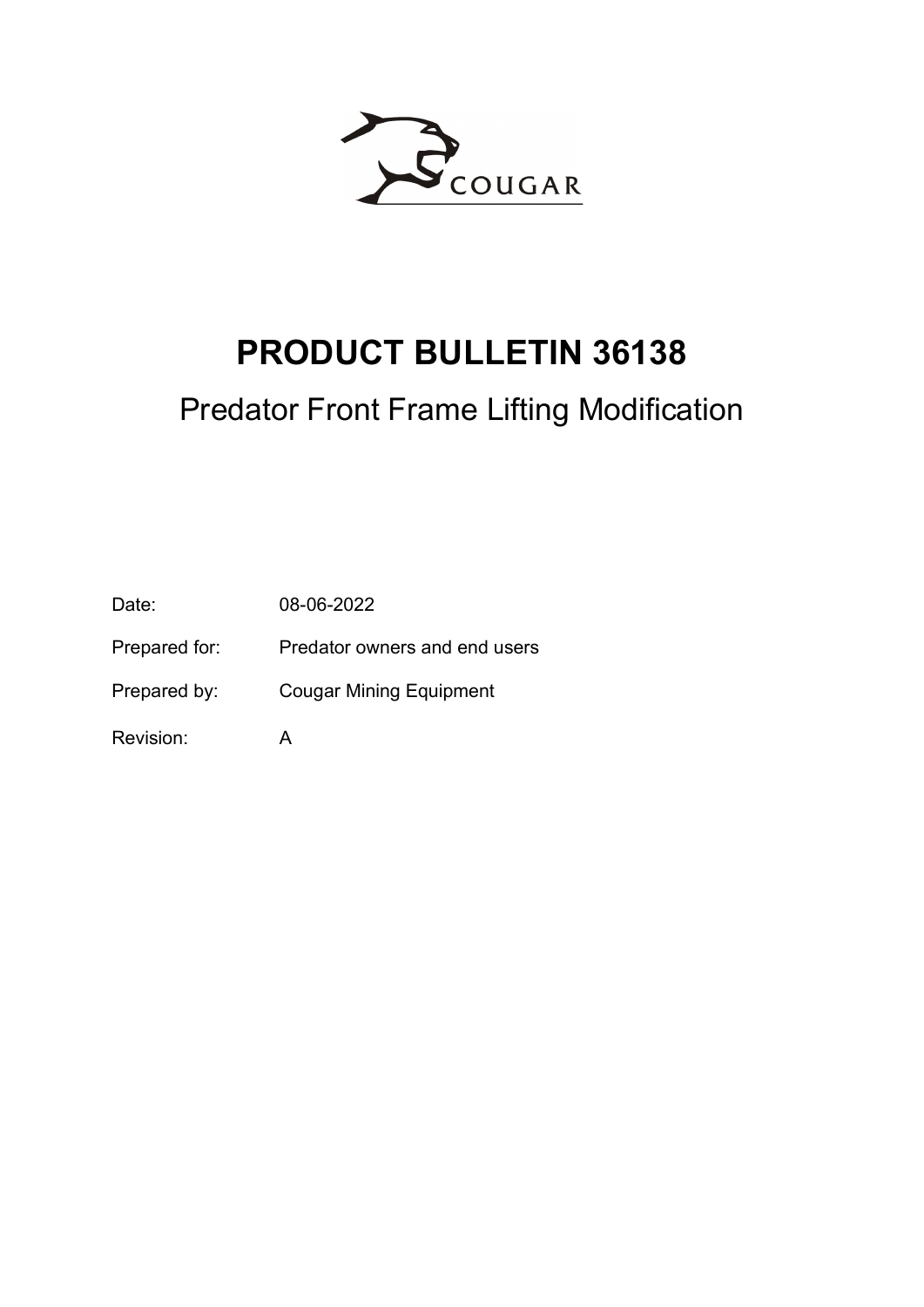COUGAR

# PRODUCT BULLETIN 36138

## Predator Front Frame Lifting Modification

Date: 08-06-2022

Prepared for: Predator owners and end users

Prepared by: Cougar Mining Equipment

Revision: A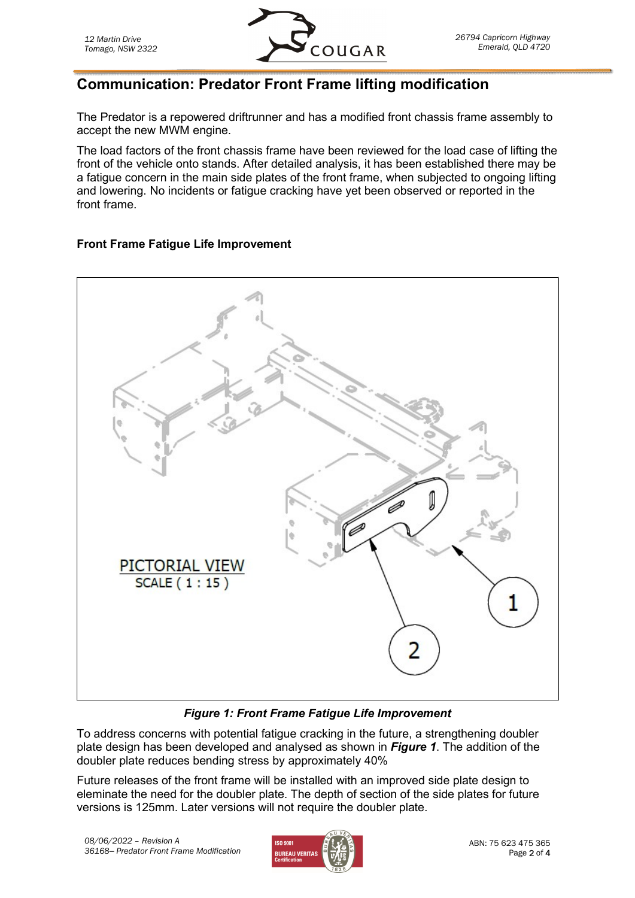## Communication: Predator Front Frame lifting modification

The Predator is a repowered driftrunner and has a modified front chassis frame assembly to accept the new MWM engine.

The load factors of the front chassis frame have been reviewed for the load case of lifting the front of the vehicle onto stands. After detailed analysis, it has been established there may be a fatigue concern in the main side plates of the front frame, when subjected to ongoing lifting and lowering. No incidents or fatigue cracking have yet been observed or reported in the front frame.

### Front Frame Fatigue Life Improvement

***Figure 1: Front Frame Fatigue Life Improvement***

To address concerns with potential fatigue cracking in the future, a strengthening doubler plate design has been developed and analysed as shown in ***Figure 1***. The addition of the doubler plate reduces bending stress by approximately 40%

Future releases of the front frame will be installed with an improved side plate design to eleminate the need for the doubler plate. The depth of section of the side plates for future versions is 125mm. Later versions will not require the doubler plate.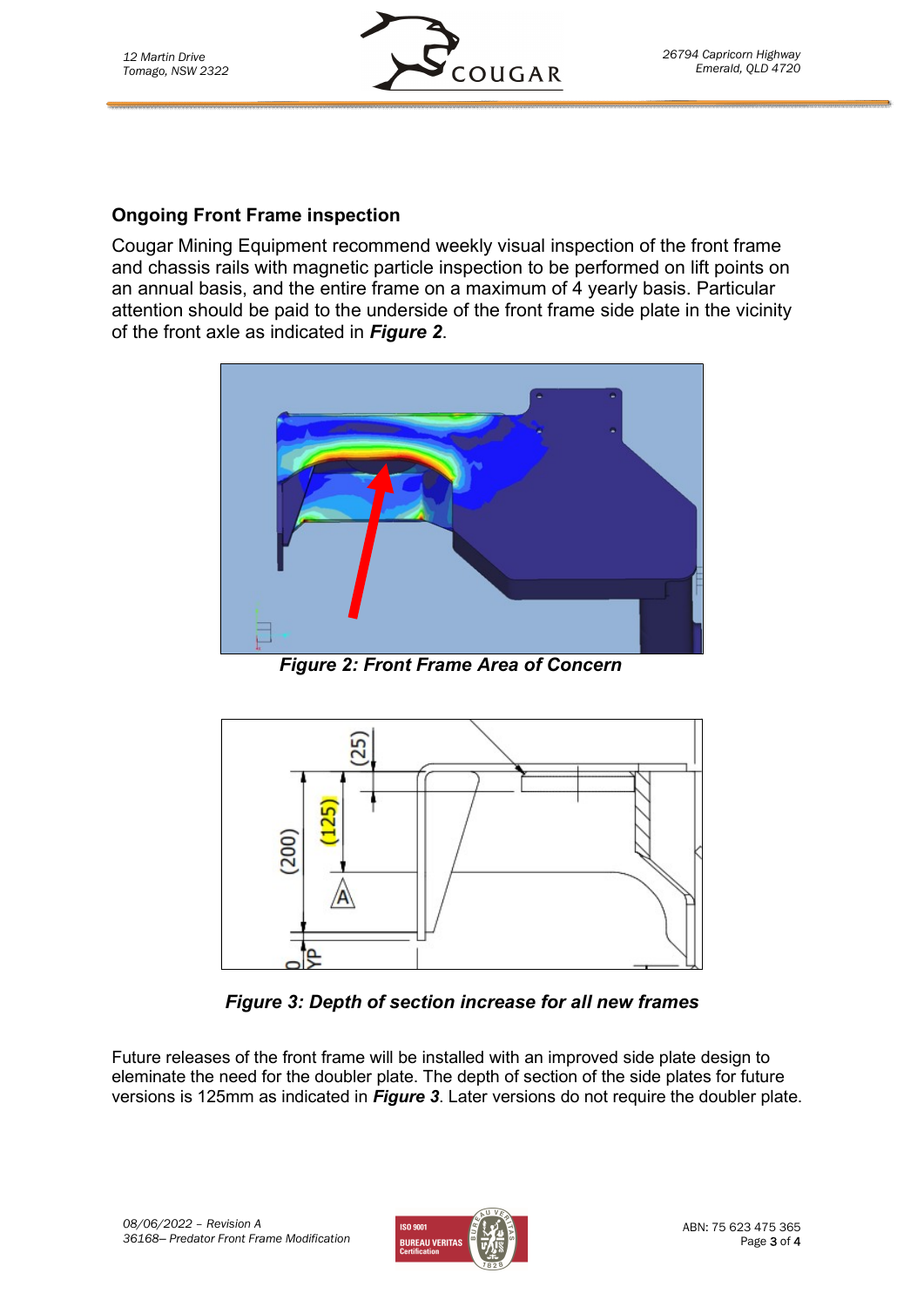## Ongoing Front Frame inspection

Cougar Mining Equipment recommend weekly visual inspection of the front frame and chassis rails with magnetic particle inspection to be performed on lift points on an annual basis, and the entire frame on a maximum of 4 yearly basis. Particular attention should be paid to the underside of the front frame side plate in the vicinity of the front axle as indicated in ***Figure 2***.

***Figure 2: Front Frame Area of Concern***

***Figure 3: Depth of section increase for all new frames***

Future releases of the front frame will be installed with an improved side plate design to eleminate the need for the doubler plate. The depth of section of the side plates for future versions is 125mm as indicated in ***Figure 3***. Later versions do not require the doubler plate.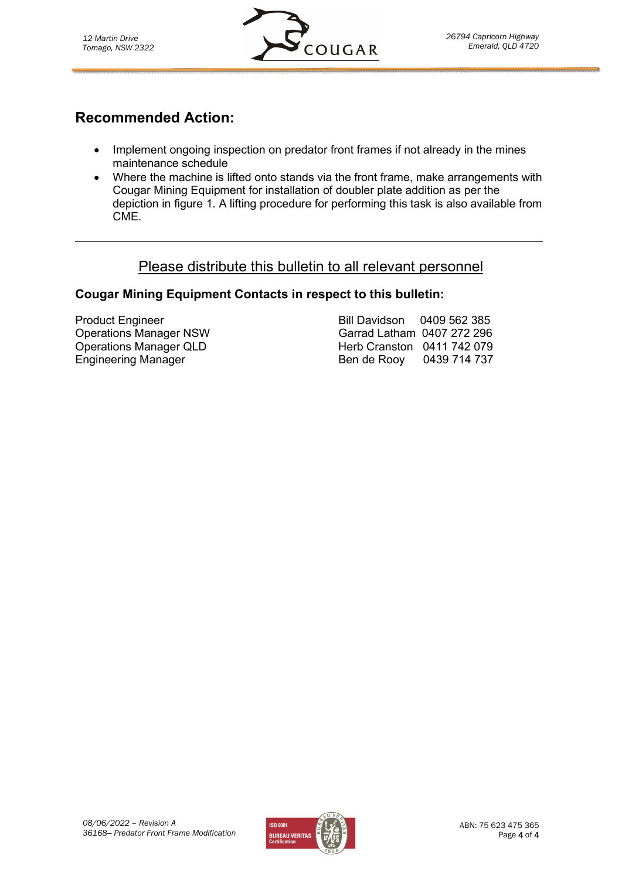## Recommended Action:

- Implement ongoing inspection on predator front frames if not already in the mines maintenance schedule
- Where the machine is lifted onto stands via the front frame, make arrangements with Cougar Mining Equipment for installation of doubler plate addition as per the depiction in figure 1. A lifting procedure for performing this task is also available from CME.

---

Please distribute this bulletin to all relevant personnel

**Cougar Mining Equipment Contacts in respect to this bulletin:**

| | | |
|---|---|---|
| Product Engineer | Bill Davidson | 0409 562 385 |
| Operations Manager NSW | Garrad Latham | 0407 272 296 |
| Operations Manager QLD | Herb Cranston | 0411 742 079 |
| Engineering Manager | Ben de Rooy | 0439 714 737 |